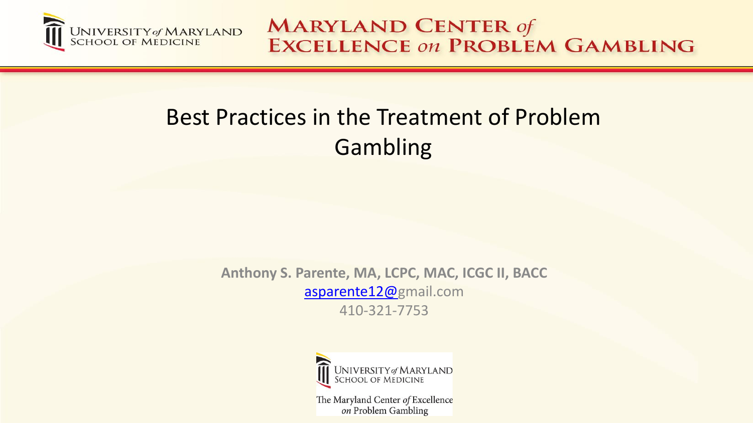University *of* Maryland School of Medicine

Maryland Center *of* Excellence *on* Problem Gambling

# Best Practices in the Treatment of Problem Gambling

**Anthony S. Parente, MA, LCPC, MAC, ICGC II, BACC**

asparente12@gmail.com

410-321-7753

University *of* Maryland School of Medicine

The Maryland Center *of* Excellence *on* Problem Gambling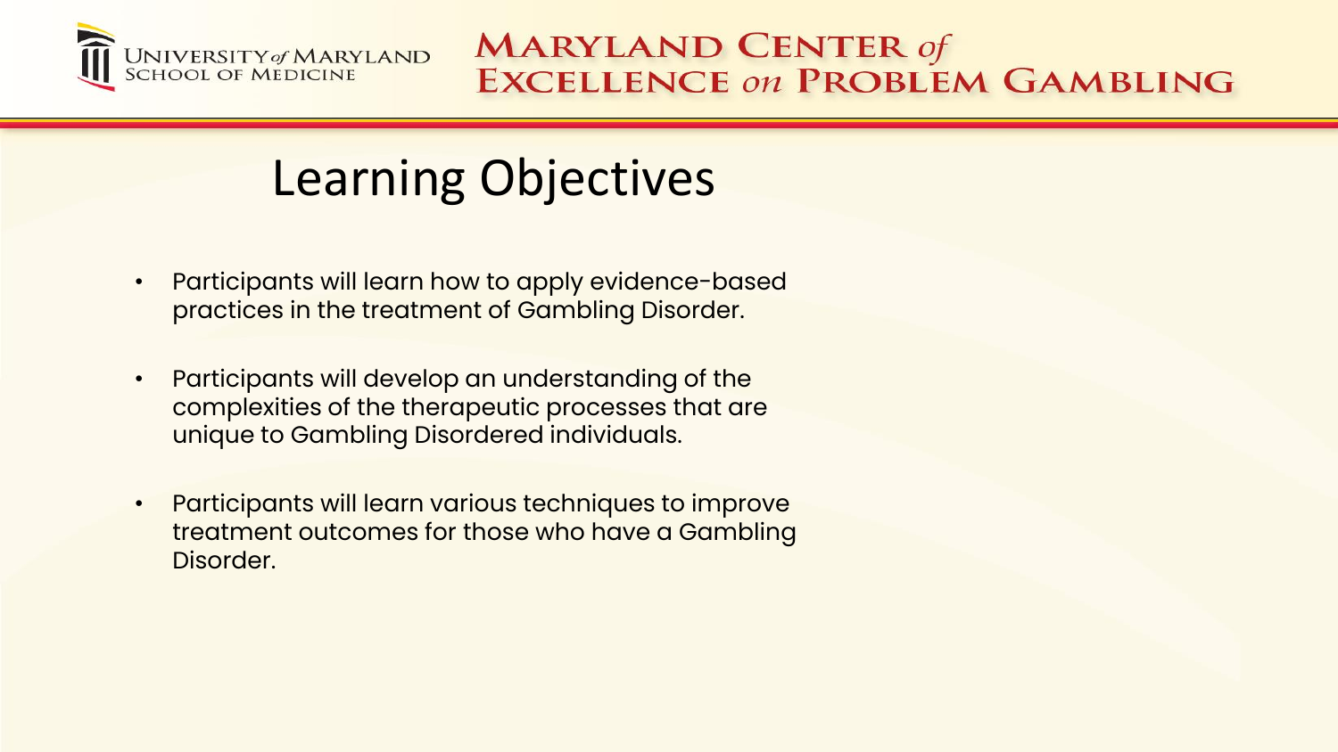# Learning Objectives

- Participants will learn how to apply evidence-based practices in the treatment of Gambling Disorder.
- Participants will develop an understanding of the complexities of the therapeutic processes that are unique to Gambling Disordered individuals.
- Participants will learn various techniques to improve treatment outcomes for those who have a Gambling Disorder.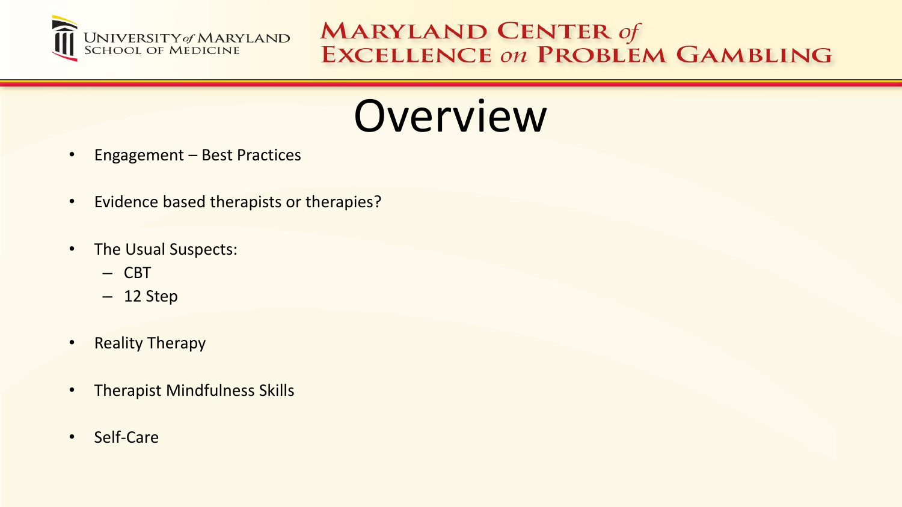# Overview

- Engagement – Best Practices
- Evidence based therapists or therapies?
- The Usual Suspects:
  - CBT
  - 12 Step
- Reality Therapy
- Therapist Mindfulness Skills
- Self-Care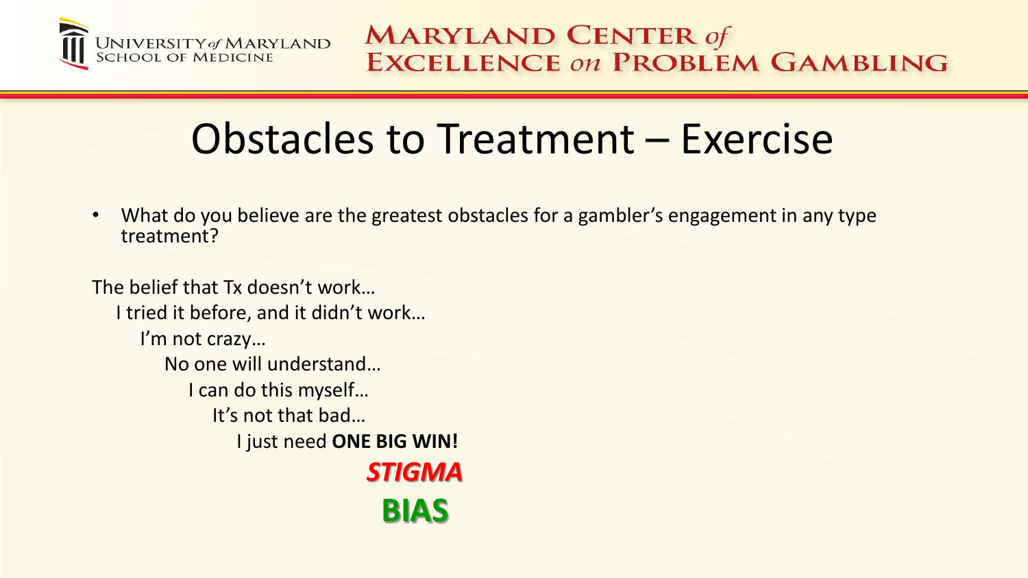# Obstacles to Treatment – Exercise

- What do you believe are the greatest obstacles for a gambler's engagement in any type treatment?

The belief that Tx doesn't work…

I tried it before, and it didn't work…

I'm not crazy…

No one will understand…

I can do this myself…

It's not that bad…

I just need **ONE BIG WIN!**

***STIGMA***

**BIAS**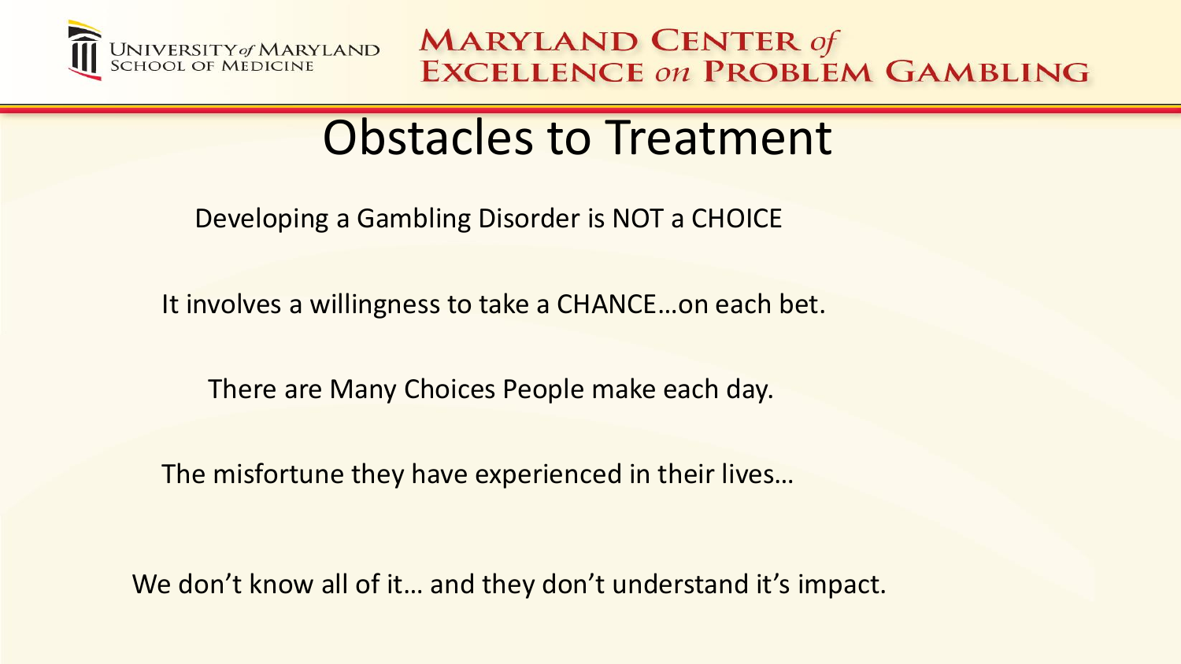# Obstacles to Treatment

Developing a Gambling Disorder is NOT a CHOICE

It involves a willingness to take a CHANCE…on each bet.

There are Many Choices People make each day.

The misfortune they have experienced in their lives…

We don't know all of it… and they don't understand it's impact.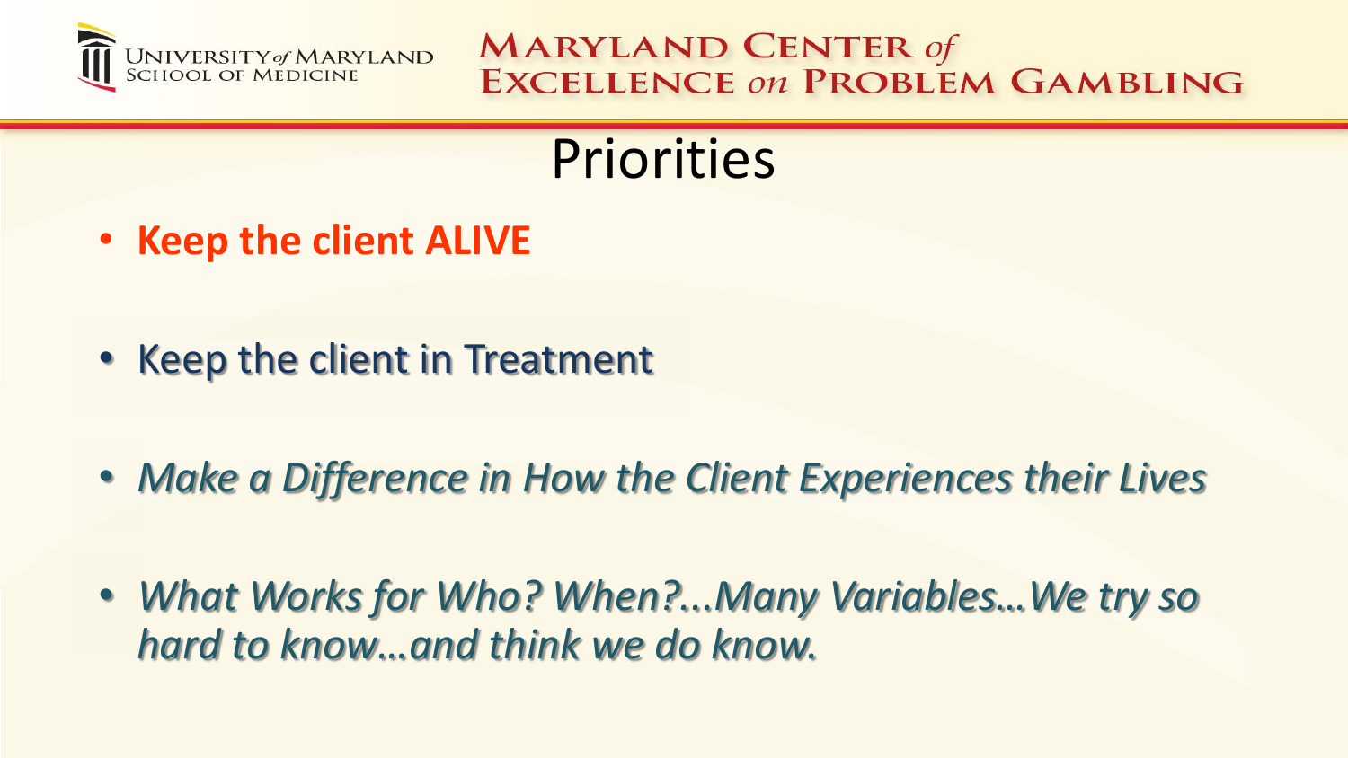# Priorities

- **Keep the client ALIVE**
- Keep the client in Treatment
- *Make a Difference in How the Client Experiences their Lives*
- *What Works for Who? When?...Many Variables…We try so hard to know…and think we do know.*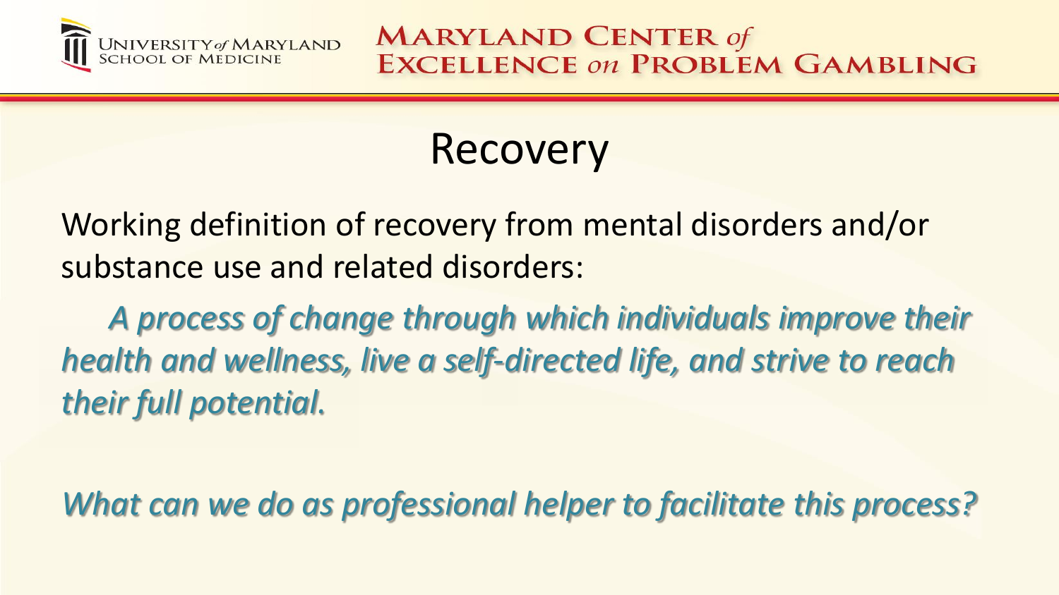# Recovery

Working definition of recovery from mental disorders and/or substance use and related disorders:

*A process of change through which individuals improve their health and wellness, live a self-directed life, and strive to reach their full potential.*

*What can we do as professional helper to facilitate this process?*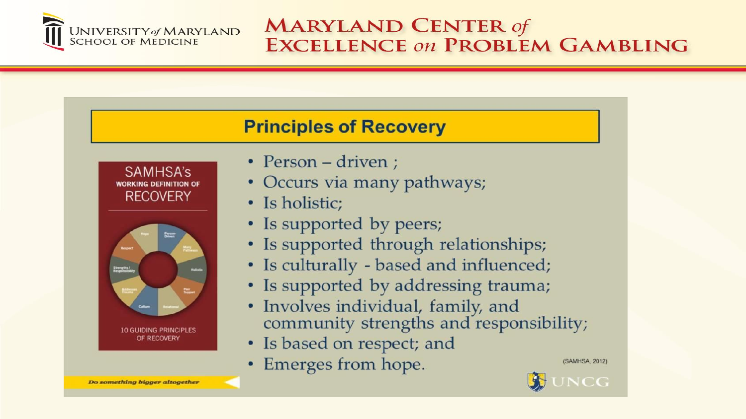## Principles of Recovery

SAMHSA's
WORKING DEFINITION OF
RECOVERY

10 GUIDING PRINCIPLES OF RECOVERY

- Person – driven ;
- Occurs via many pathways;
- Is holistic;
- Is supported by peers;
- Is supported through relationships;
- Is culturally - based and influenced;
- Is supported by addressing trauma;
- Involves individual, family, and community strengths and responsibility;
- Is based on respect; and
- Emerges from hope.

(SAMHSA, 2012)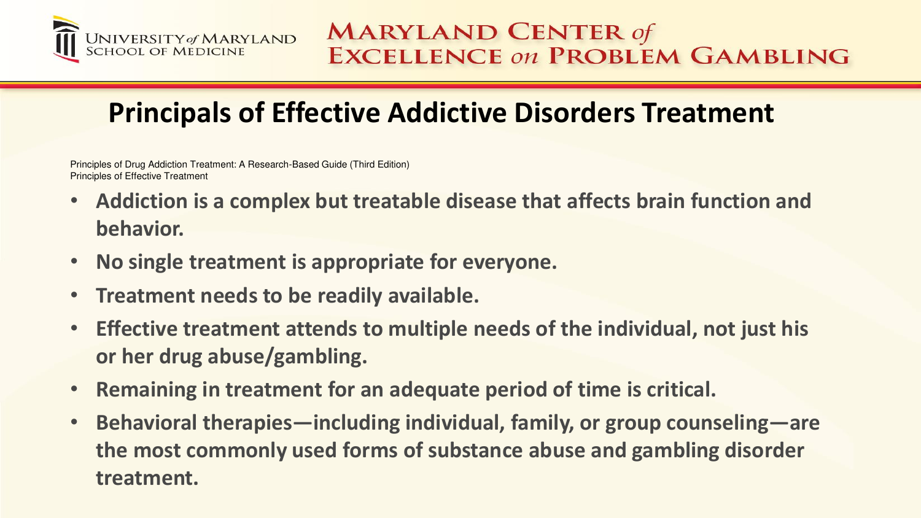## Principals of Effective Addictive Disorders Treatment

Principles of Drug Addiction Treatment: A Research-Based Guide (Third Edition)
Principles of Effective Treatment

- **Addiction is a complex but treatable disease that affects brain function and behavior.**
- **No single treatment is appropriate for everyone.**
- **Treatment needs to be readily available.**
- **Effective treatment attends to multiple needs of the individual, not just his or her drug abuse/gambling.**
- **Remaining in treatment for an adequate period of time is critical.**
- **Behavioral therapies—including individual, family, or group counseling—are the most commonly used forms of substance abuse and gambling disorder treatment.**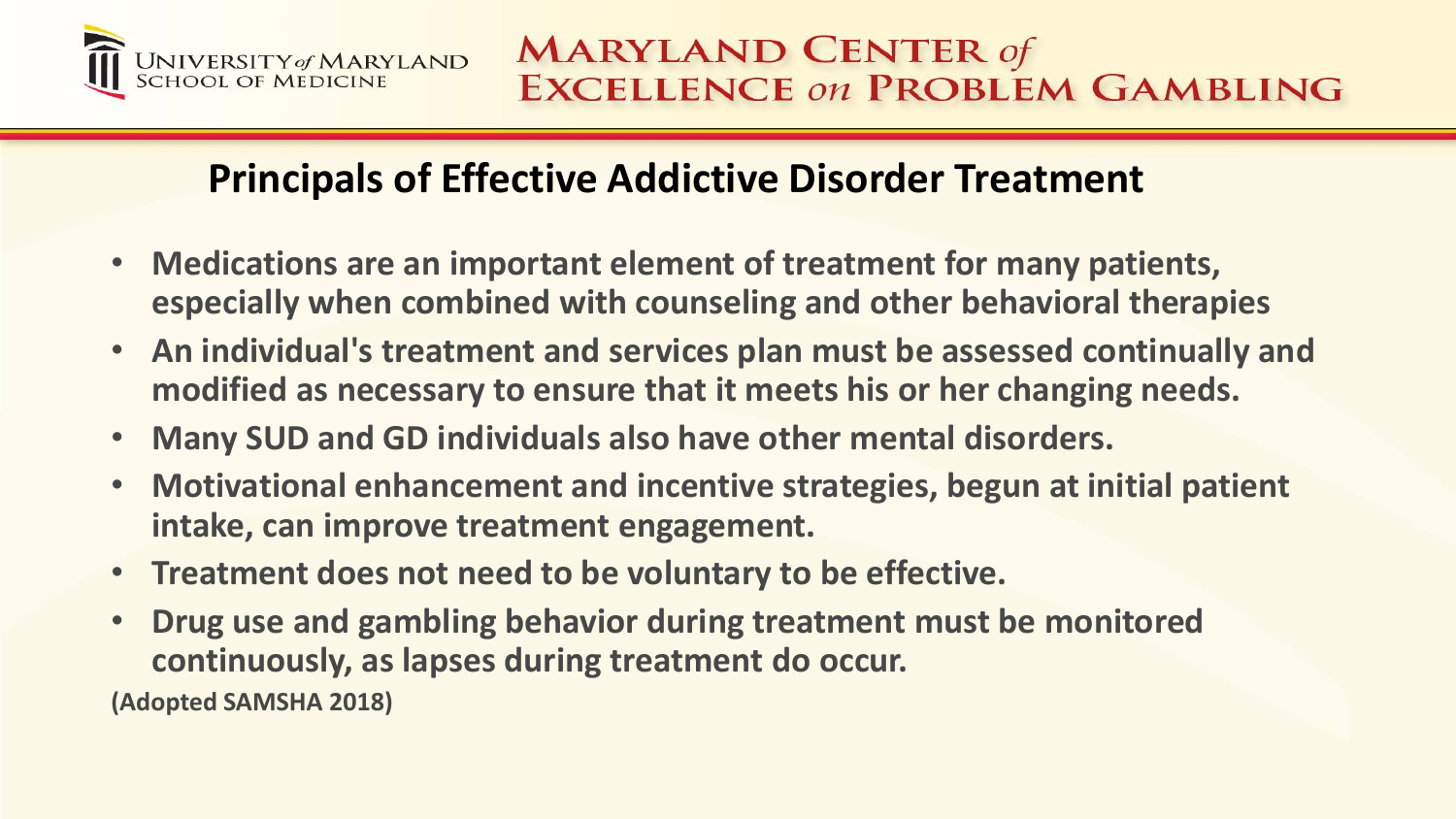## Principals of Effective Addictive Disorder Treatment

- **Medications are an important element of treatment for many patients, especially when combined with counseling and other behavioral therapies**
- **An individual's treatment and services plan must be assessed continually and modified as necessary to ensure that it meets his or her changing needs.**
- **Many SUD and GD individuals also have other mental disorders.**
- **Motivational enhancement and incentive strategies, begun at initial patient intake, can improve treatment engagement.**
- **Treatment does not need to be voluntary to be effective.**
- **Drug use and gambling behavior during treatment must be monitored continuously, as lapses during treatment do occur.**

**(Adopted SAMSHA 2018)**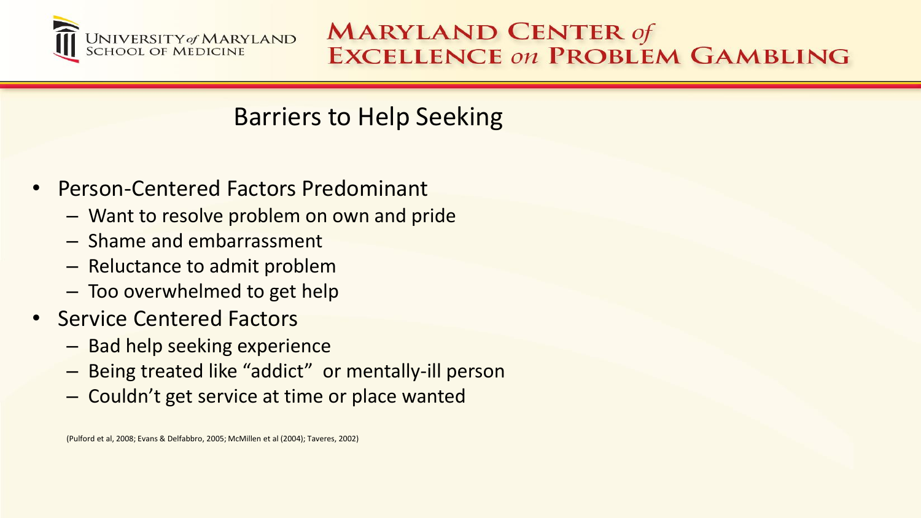## Barriers to Help Seeking

- Person-Centered Factors Predominant
  - Want to resolve problem on own and pride
  - Shame and embarrassment
  - Reluctance to admit problem
  - Too overwhelmed to get help
- Service Centered Factors
  - Bad help seeking experience
  - Being treated like "addict" or mentally-ill person
  - Couldn't get service at time or place wanted

(Pulford et al, 2008; Evans & Delfabbro, 2005; McMillen et al (2004); Taveres, 2002)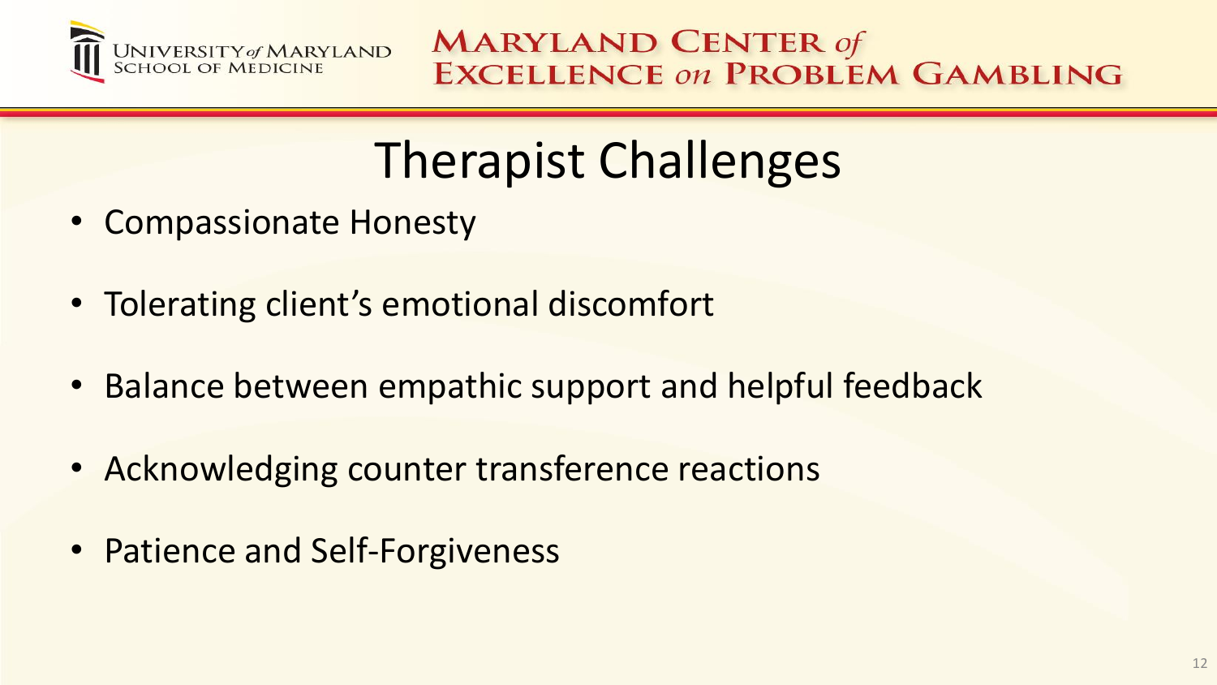# Therapist Challenges

- Compassionate Honesty
- Tolerating client's emotional discomfort
- Balance between empathic support and helpful feedback
- Acknowledging counter transference reactions
- Patience and Self-Forgiveness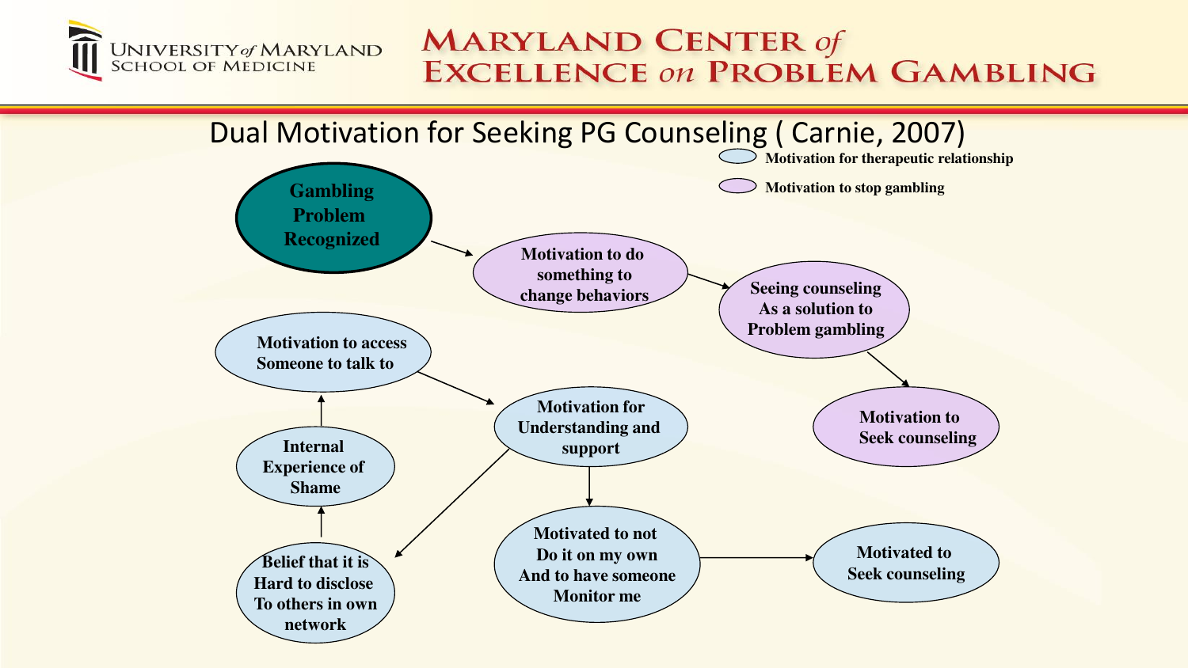# Dual Motivation for Seeking PG Counseling ( Carnie, 2007)

- Motivation for therapeutic relationship
- Motivation to stop gambling

**Gambling Problem Recognized**

**Motivation to do something to change behaviors**

**Seeing counseling As a solution to Problem gambling**

**Motivation to Seek counseling**

**Motivation to access Someone to talk to**

**Internal Experience of Shame**

**Belief that it is Hard to disclose To others in own network**

**Motivation for Understanding and support**

**Motivated to not Do it on my own And to have someone Monitor me**

**Motivated to Seek counseling**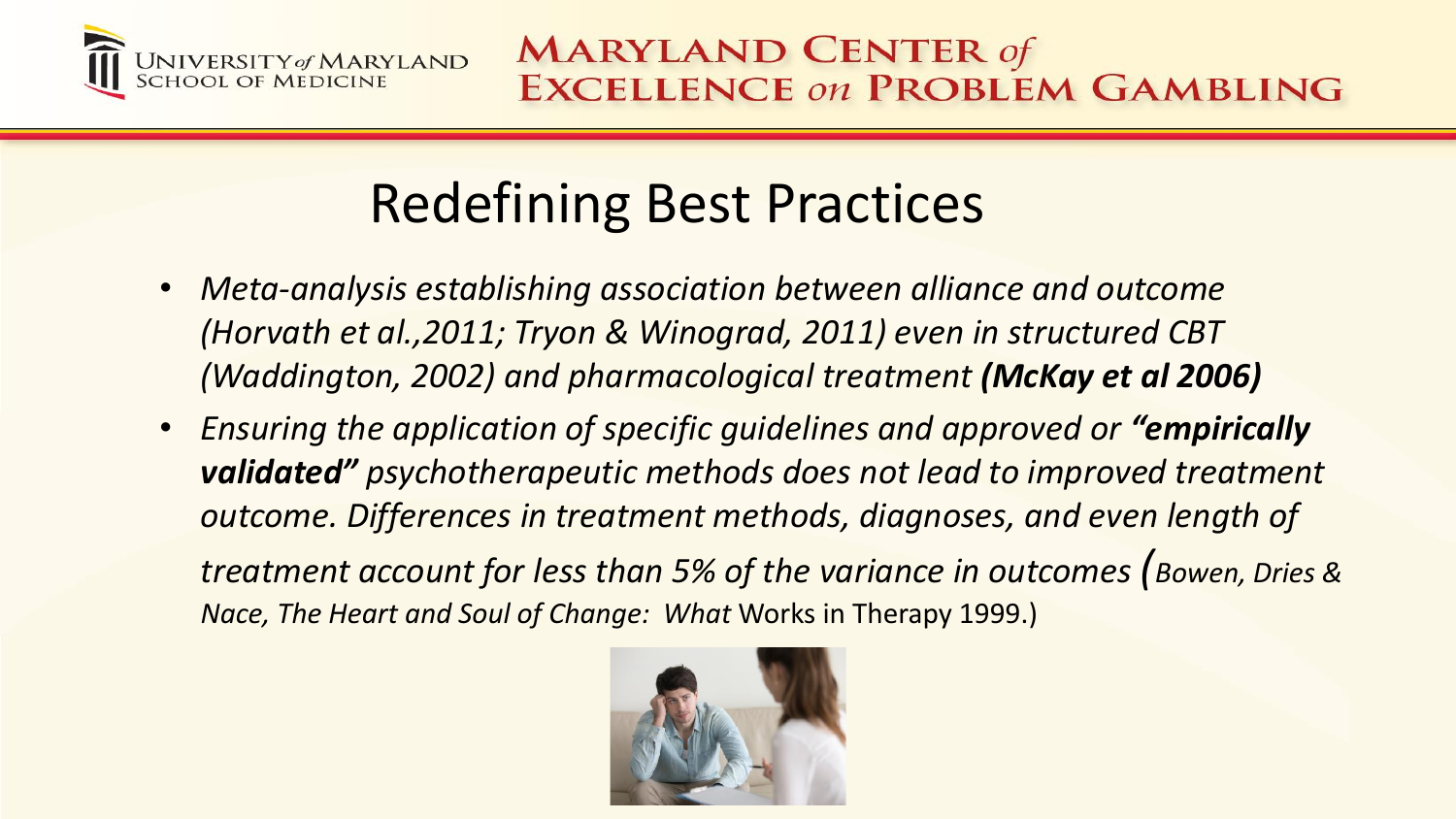## Redefining Best Practices

- *Meta-analysis establishing association between alliance and outcome (Horvath et al.,2011; Tryon & Winograd, 2011) even in structured CBT (Waddington, 2002) and pharmacological treatment **(McKay et al 2006)***
- *Ensuring the application of specific guidelines and approved or **"empirically validated"** psychotherapeutic methods does not lead to improved treatment outcome. Differences in treatment methods, diagnoses, and even length of treatment account for less than 5% of the variance in outcomes (Bowen, Dries & Nace, The Heart and Soul of Change: What* Works in Therapy 1999.)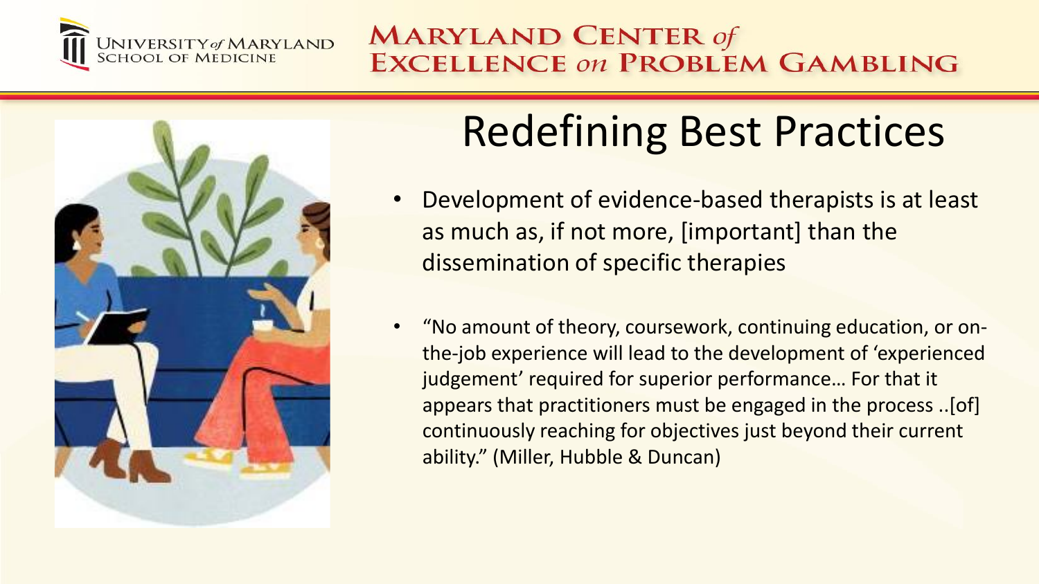# Redefining Best Practices

- Development of evidence-based therapists is at least as much as, if not more, [important] than the dissemination of specific therapies
- "No amount of theory, coursework, continuing education, or on-the-job experience will lead to the development of 'experienced judgement' required for superior performance… For that it appears that practitioners must be engaged in the process ..[of] continuously reaching for objectives just beyond their current ability." (Miller, Hubble & Duncan)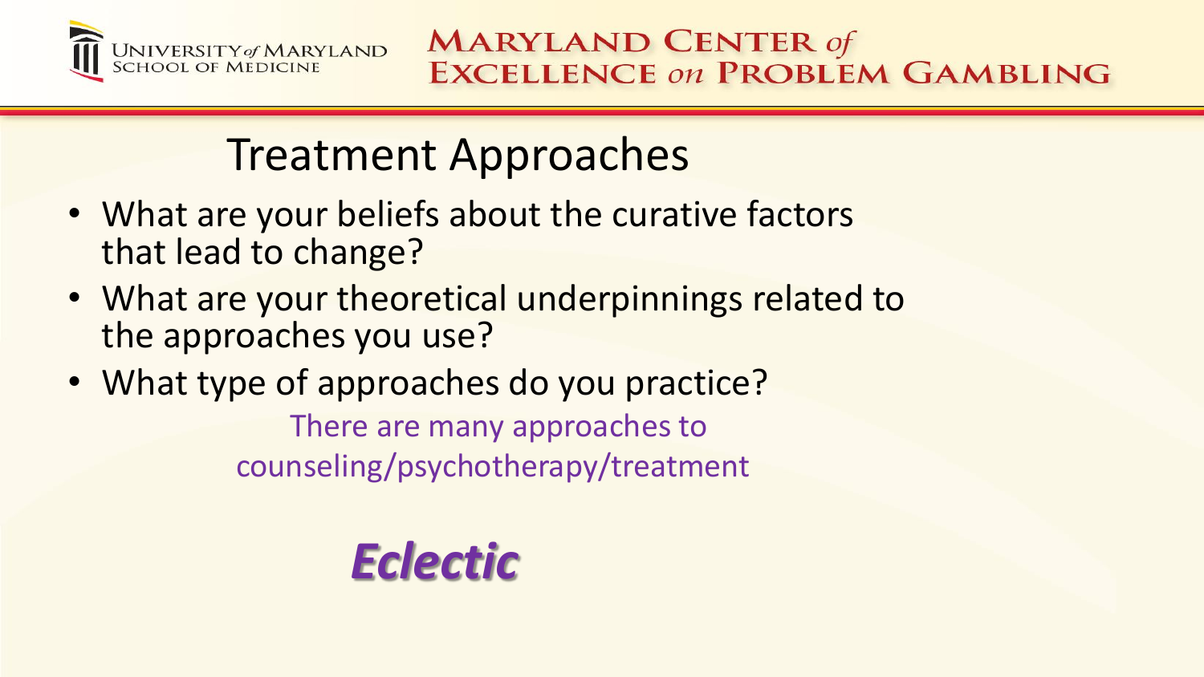## Treatment Approaches

- What are your beliefs about the curative factors that lead to change?
- What are your theoretical underpinnings related to the approaches you use?
- What type of approaches do you practice?

There are many approaches to counseling/psychotherapy/treatment

***Eclectic***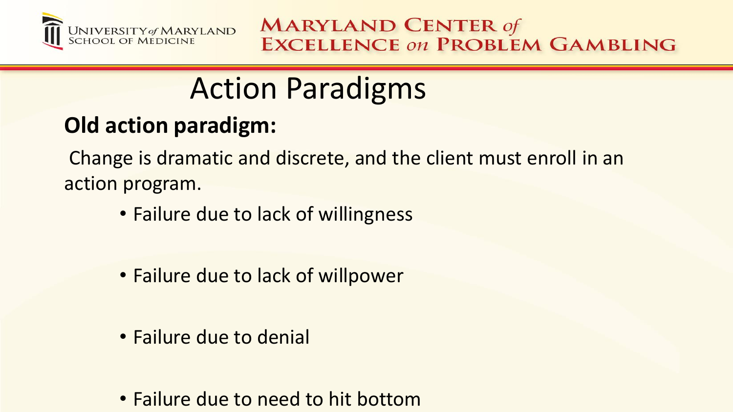# Action Paradigms

**Old action paradigm:**

Change is dramatic and discrete, and the client must enroll in an action program.

- Failure due to lack of willingness
- Failure due to lack of willpower
- Failure due to denial
- Failure due to need to hit bottom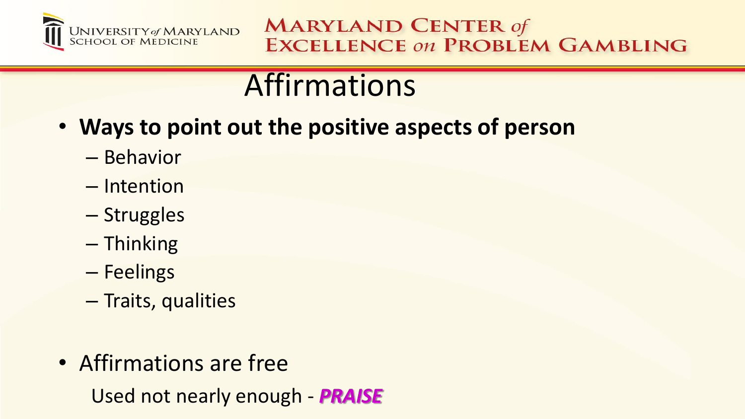# Affirmations

- **Ways to point out the positive aspects of person**
  - Behavior
  - Intention
  - Struggles
  - Thinking
  - Feelings
  - Traits, qualities

- Affirmations are free

  Used not nearly enough - ***PRAISE***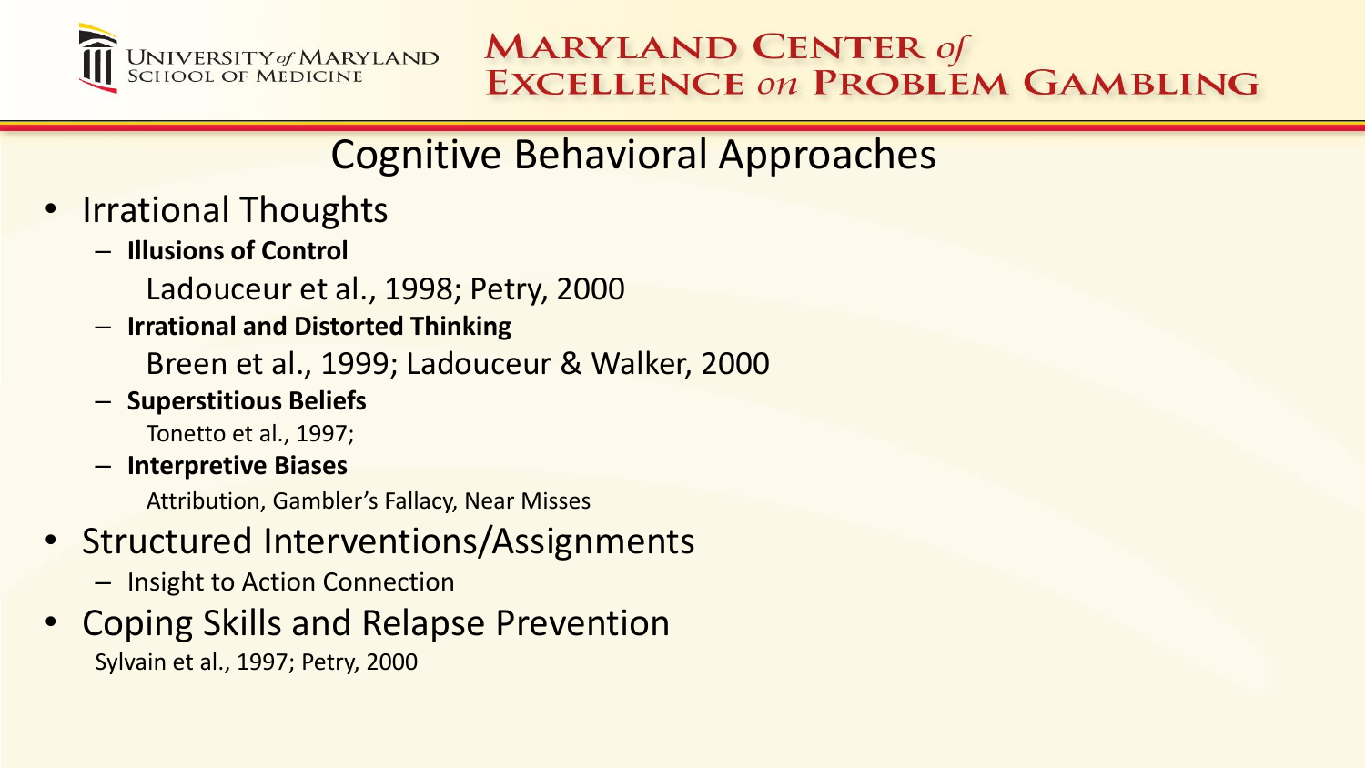# Cognitive Behavioral Approaches

- Irrational Thoughts
  - **Illusions of Control**

    Ladouceur et al., 1998; Petry, 2000
  - **Irrational and Distorted Thinking**

    Breen et al., 1999; Ladouceur & Walker, 2000
  - **Superstitious Beliefs**

    Tonetto et al., 1997;
  - **Interpretive Biases**

    Attribution, Gambler's Fallacy, Near Misses
- Structured Interventions/Assignments
  - Insight to Action Connection
- Coping Skills and Relapse Prevention

  Sylvain et al., 1997; Petry, 2000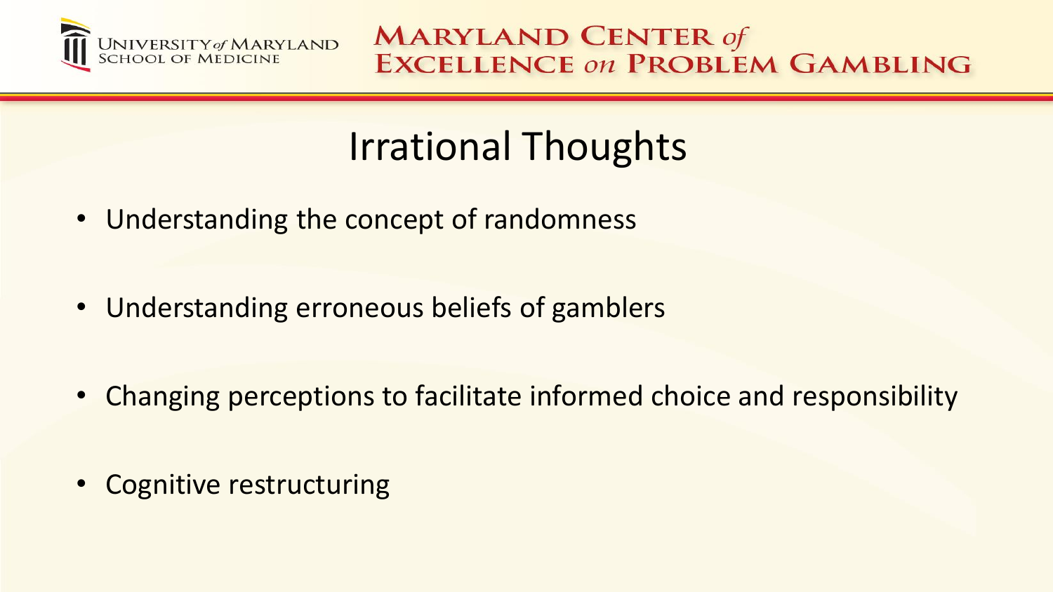# Irrational Thoughts

- Understanding the concept of randomness
- Understanding erroneous beliefs of gamblers
- Changing perceptions to facilitate informed choice and responsibility
- Cognitive restructuring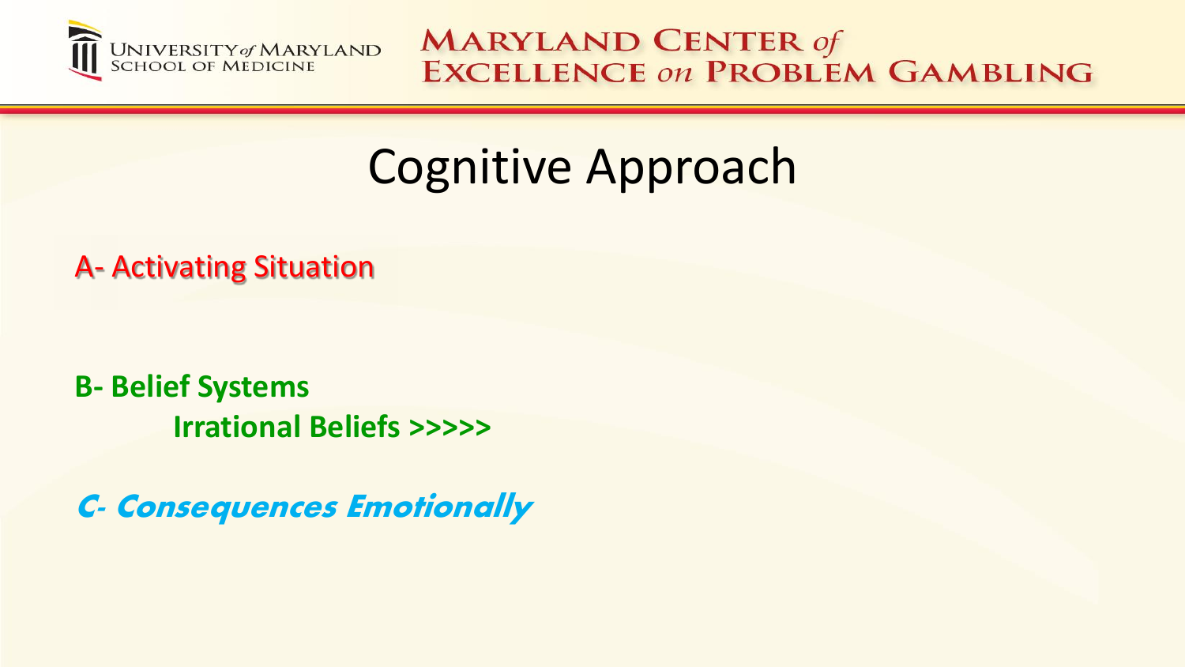# Cognitive Approach

A- Activating Situation

**B- Belief Systems**

**Irrational Beliefs >>>>>**

***C- Consequences Emotionally***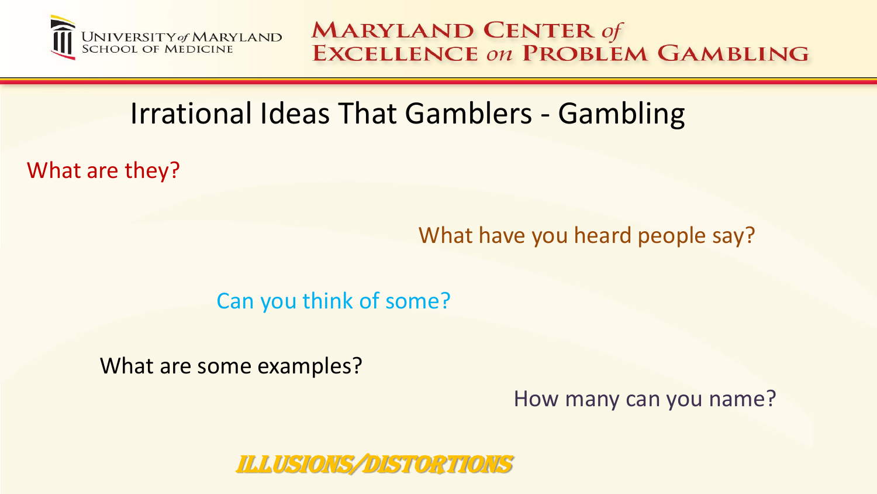# Irrational Ideas That Gamblers - Gambling

What are they?

What have you heard people say?

Can you think of some?

What are some examples?

How many can you name?

**ILLUSIONS/DISTORTIONS**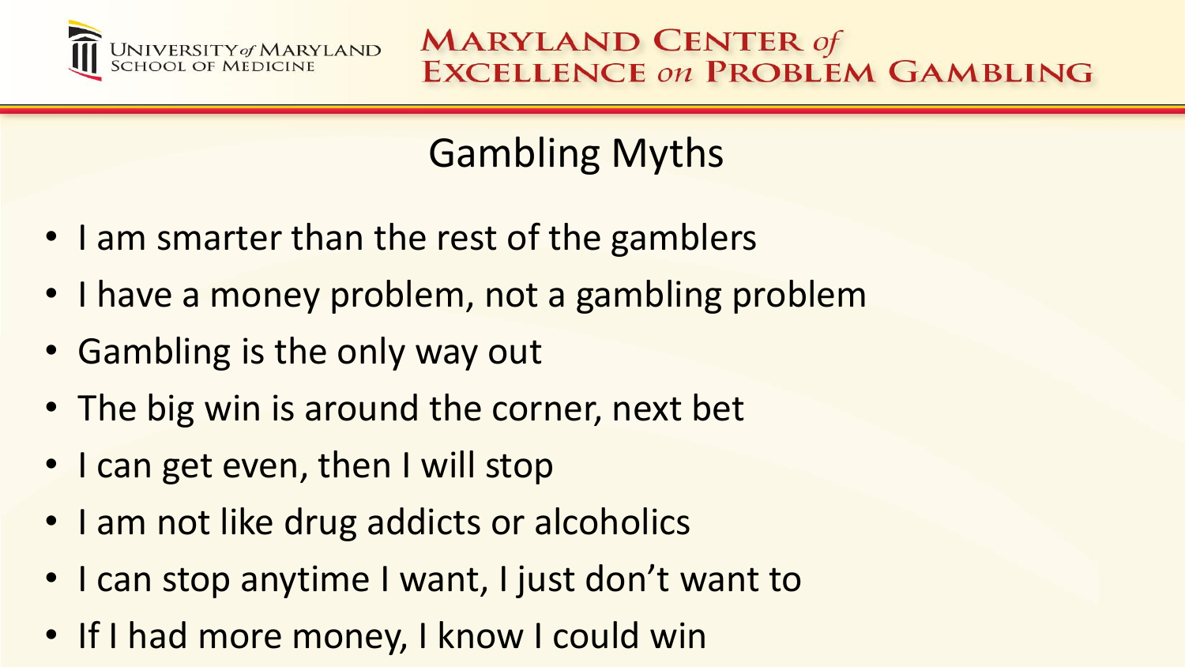# Gambling Myths

- I am smarter than the rest of the gamblers
- I have a money problem, not a gambling problem
- Gambling is the only way out
- The big win is around the corner, next bet
- I can get even, then I will stop
- I am not like drug addicts or alcoholics
- I can stop anytime I want, I just don't want to
- If I had more money, I know I could win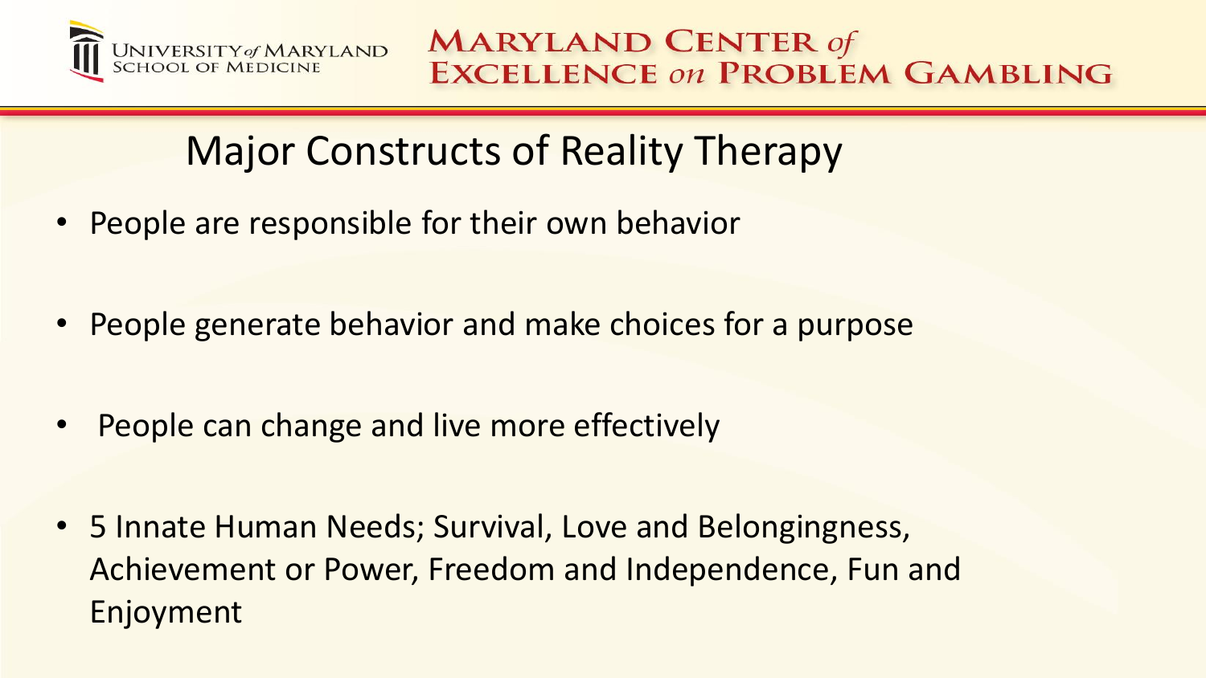# Major Constructs of Reality Therapy

- People are responsible for their own behavior
- People generate behavior and make choices for a purpose
- People can change and live more effectively
- 5 Innate Human Needs; Survival, Love and Belongingness, Achievement or Power, Freedom and Independence, Fun and Enjoyment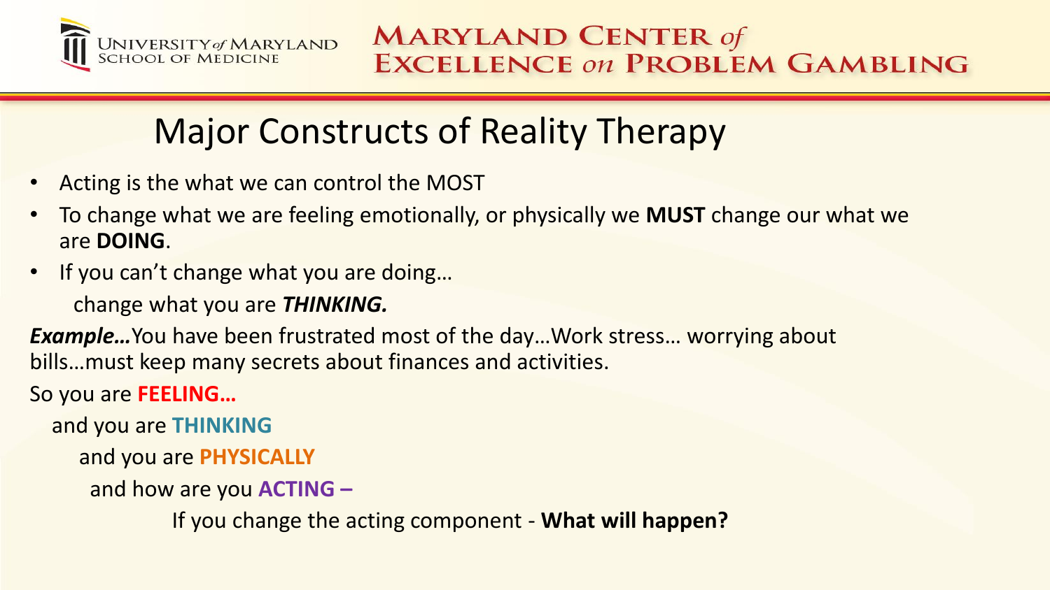# Major Constructs of Reality Therapy

- Acting is the what we can control the MOST
- To change what we are feeling emotionally, or physically we **MUST** change our what we are **DOING**.
- If you can't change what you are doing…

  change what you are ***THINKING.***

***Example…***You have been frustrated most of the day…Work stress… worrying about bills…must keep many secrets about finances and activities.

So you are **FEELING…**

and you are **THINKING**

and you are **PHYSICALLY**

and how are you **ACTING –**

If you change the acting component - **What will happen?**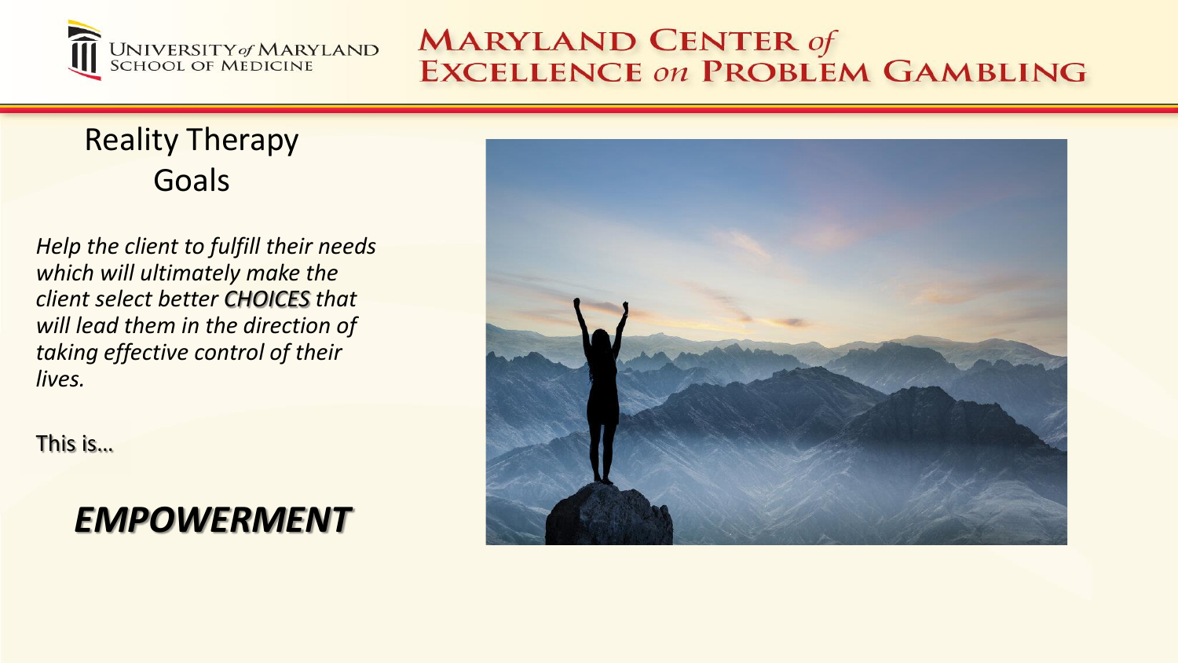# Reality Therapy Goals

*Help the client to fulfill their needs which will ultimately make the client select better **CHOICES** that will lead them in the direction of taking effective control of their lives.*

This is…

***EMPOWERMENT***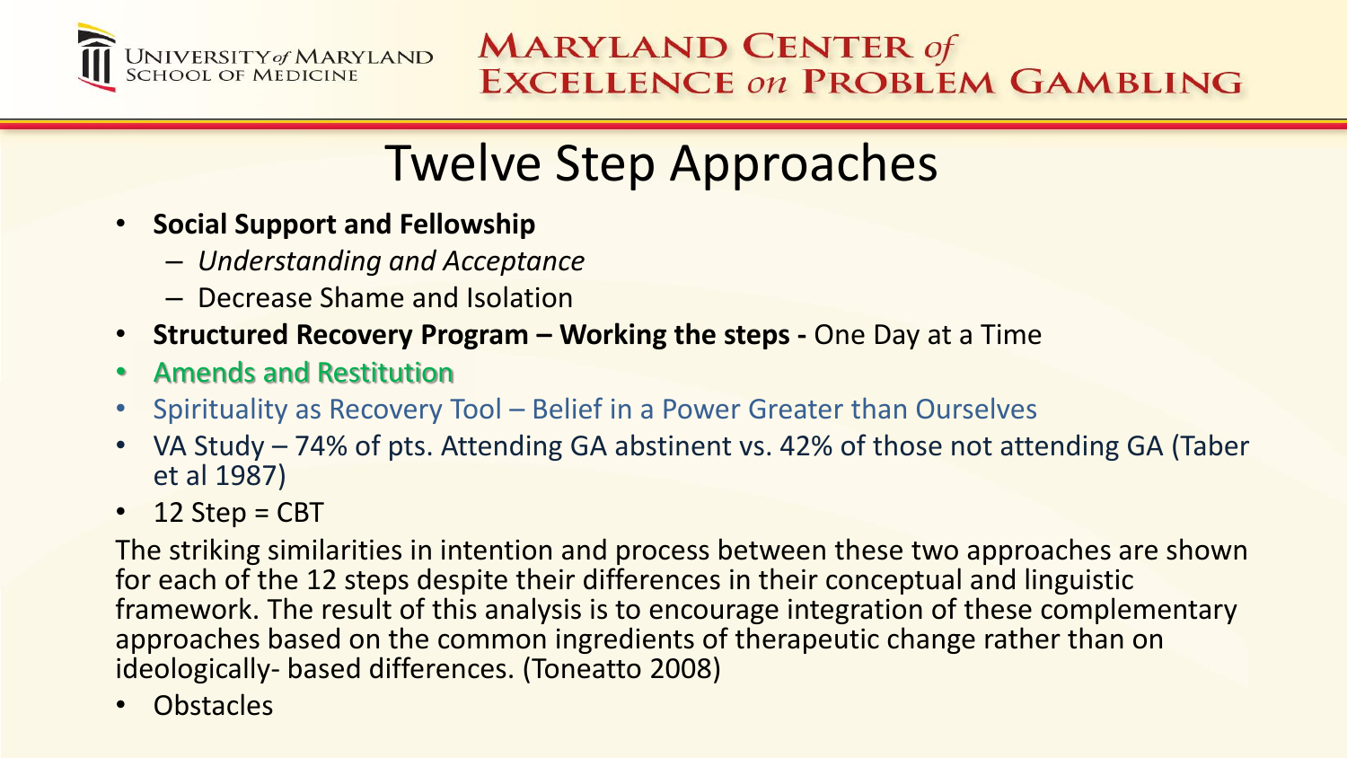# Twelve Step Approaches

- **Social Support and Fellowship**
  - *Understanding and Acceptance*
  - Decrease Shame and Isolation
- **Structured Recovery Program – Working the steps -** One Day at a Time
- **Amends and Restitution**
- Spirituality as Recovery Tool – Belief in a Power Greater than Ourselves
- VA Study – 74% of pts. Attending GA abstinent vs. 42% of those not attending GA (Taber et al 1987)
- 12 Step = CBT

The striking similarities in intention and process between these two approaches are shown for each of the 12 steps despite their differences in their conceptual and linguistic framework. The result of this analysis is to encourage integration of these complementary approaches based on the common ingredients of therapeutic change rather than on ideologically- based differences. (Toneatto 2008)

- Obstacles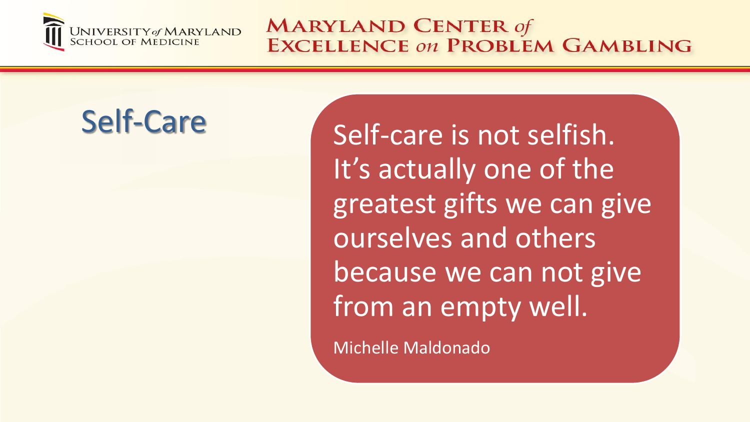# Self-Care

Self-care is not selfish. It's actually one of the greatest gifts we can give ourselves and others because we can not give from an empty well.

Michelle Maldonado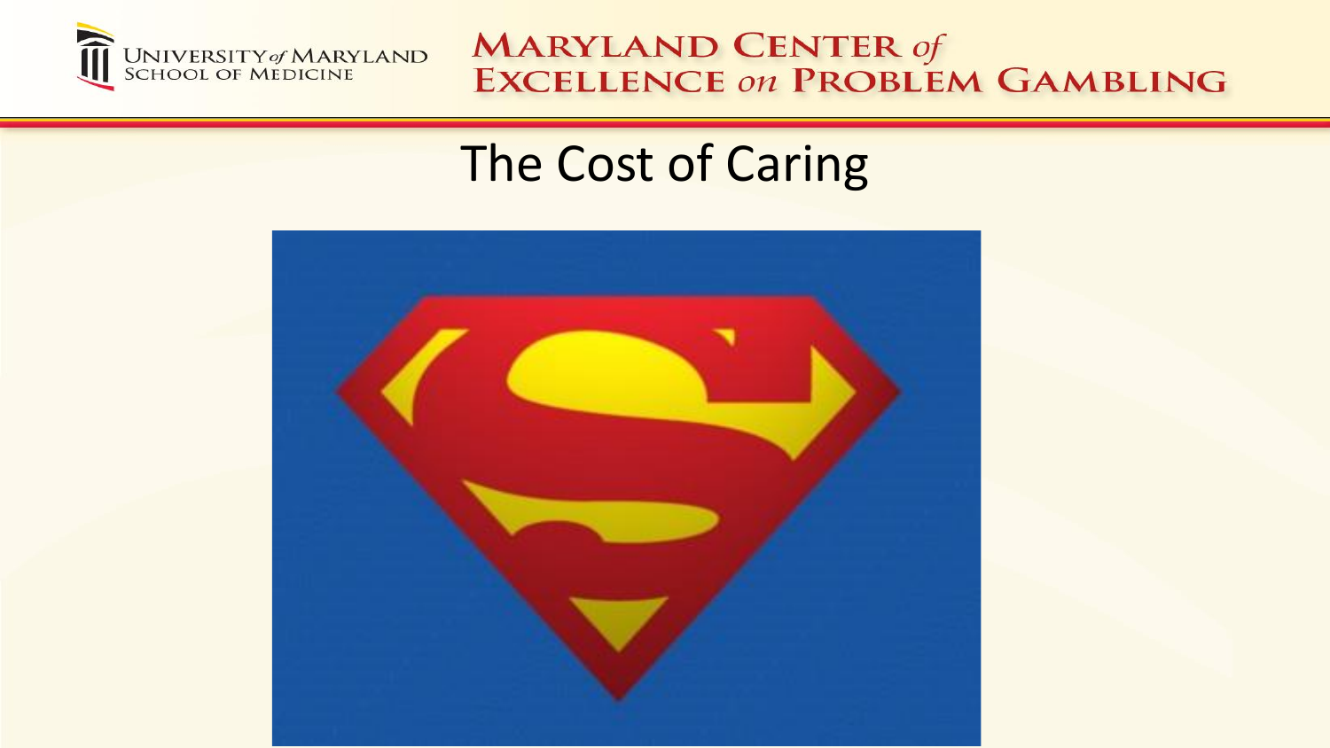# The Cost of Caring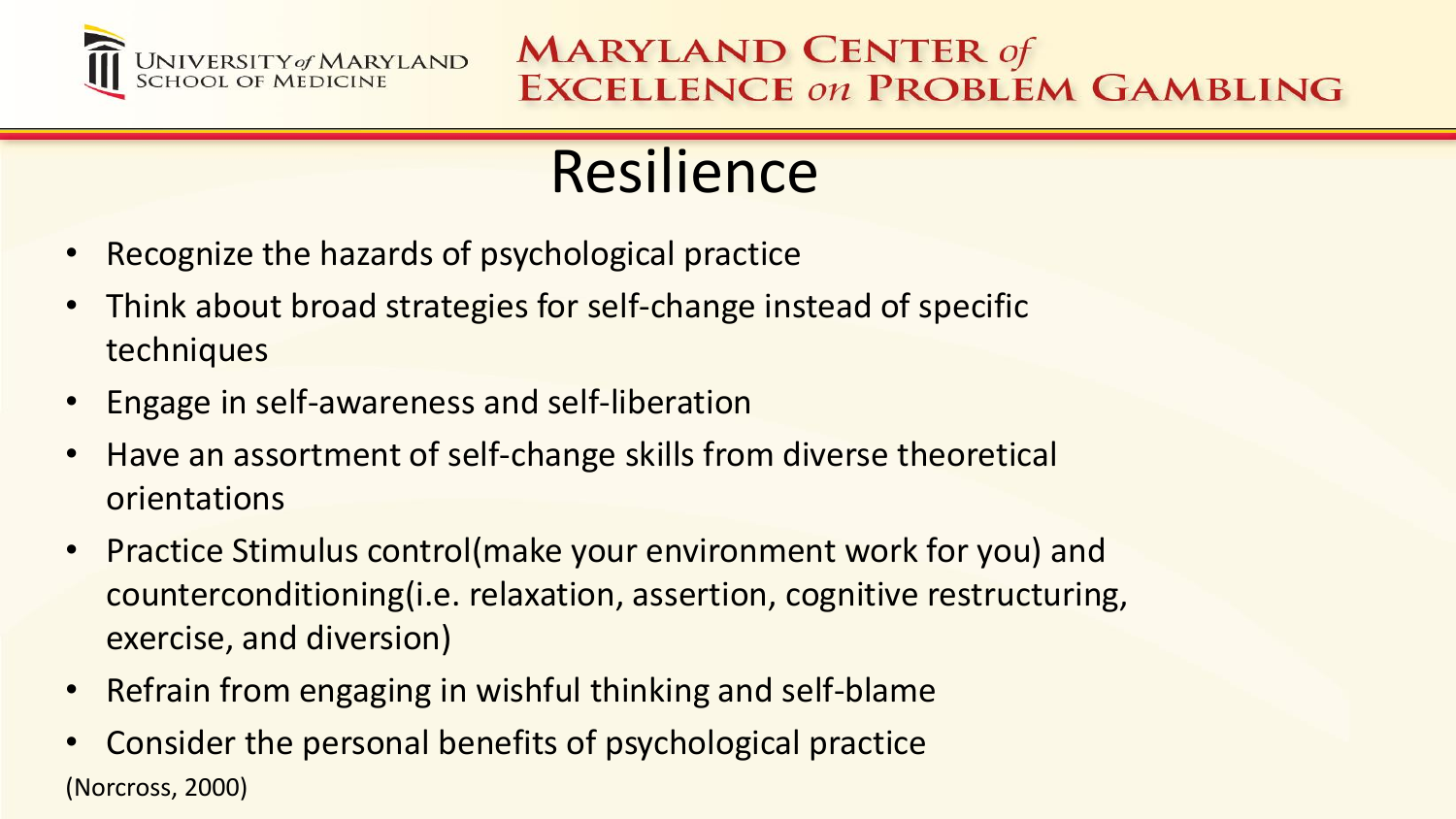# Resilience

- Recognize the hazards of psychological practice
- Think about broad strategies for self-change instead of specific techniques
- Engage in self-awareness and self-liberation
- Have an assortment of self-change skills from diverse theoretical orientations
- Practice Stimulus control(make your environment work for you) and counterconditioning(i.e. relaxation, assertion, cognitive restructuring, exercise, and diversion)
- Refrain from engaging in wishful thinking and self-blame
- Consider the personal benefits of psychological practice

(Norcross, 2000)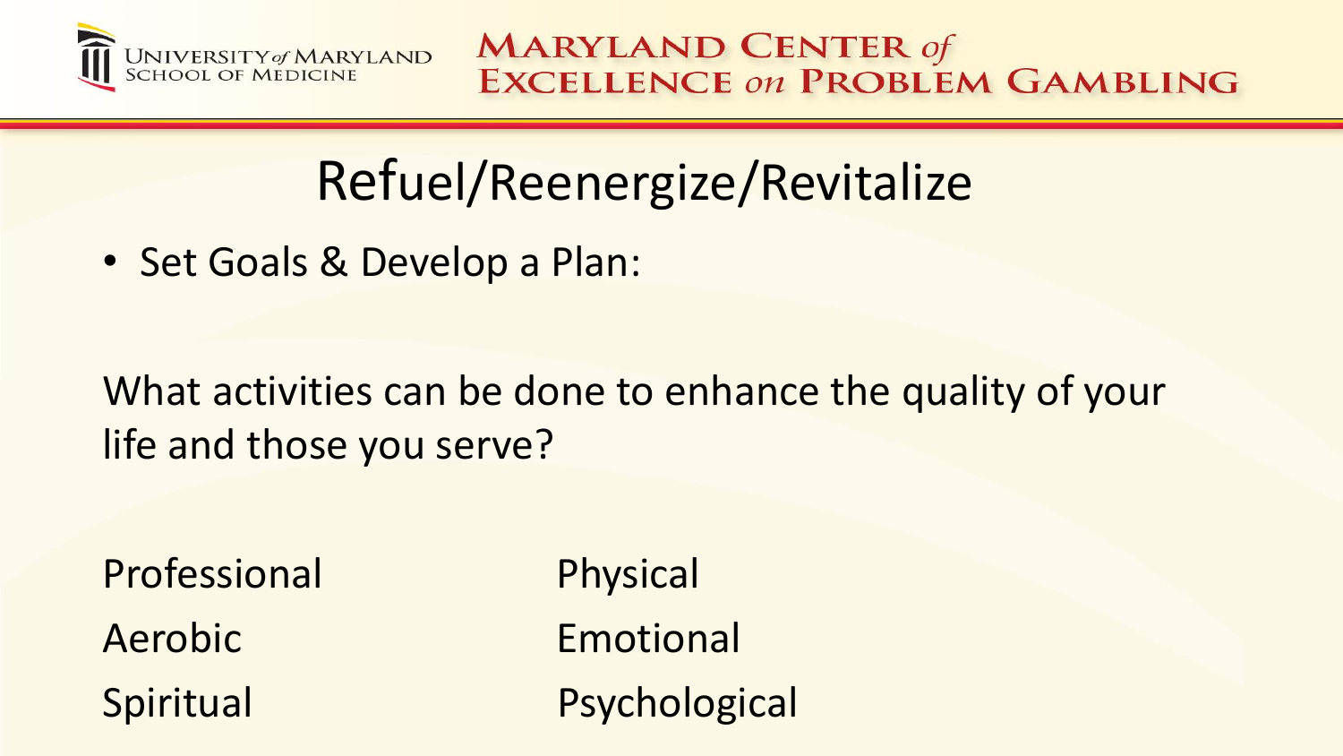# Refuel/Reenergize/Revitalize

- Set Goals & Develop a Plan:

What activities can be done to enhance the quality of your life and those you serve?

| | |
|---|---|
| Professional | Physical |
| Aerobic | Emotional |
| Spiritual | Psychological |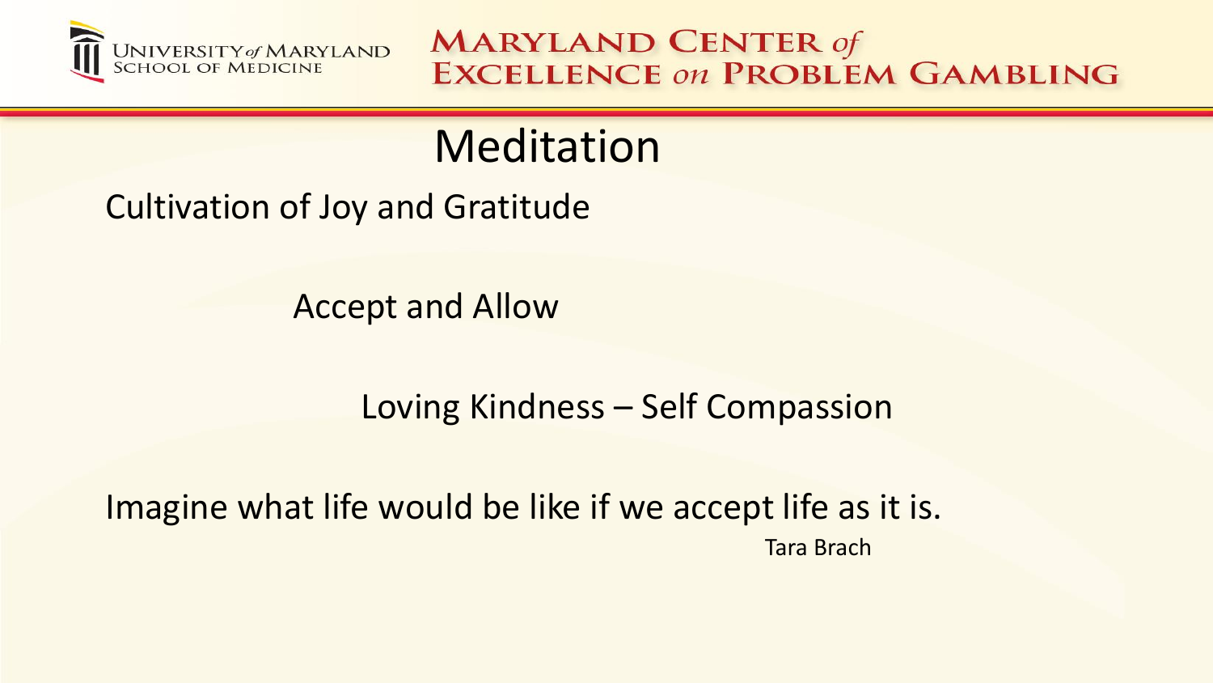# Meditation

Cultivation of Joy and Gratitude

Accept and Allow

Loving Kindness – Self Compassion

Imagine what life would be like if we accept life as it is.

Tara Brach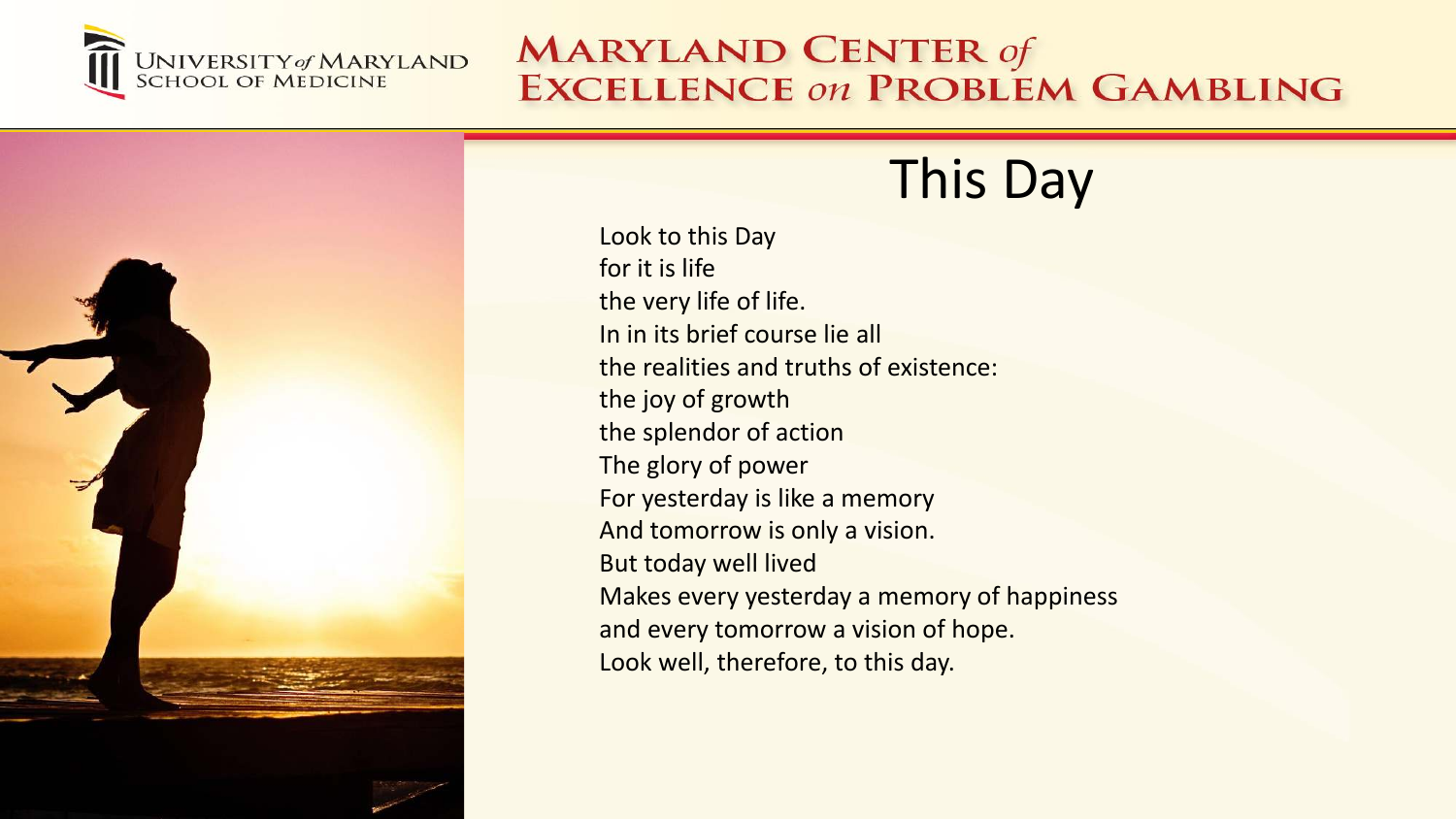# This Day

Look to this Day
for it is life
the very life of life.
In in its brief course lie all
the realities and truths of existence:
the joy of growth
the splendor of action
The glory of power
For yesterday is like a memory
And tomorrow is only a vision.
But today well lived
Makes every yesterday a memory of happiness
and every tomorrow a vision of hope.
Look well, therefore, to this day.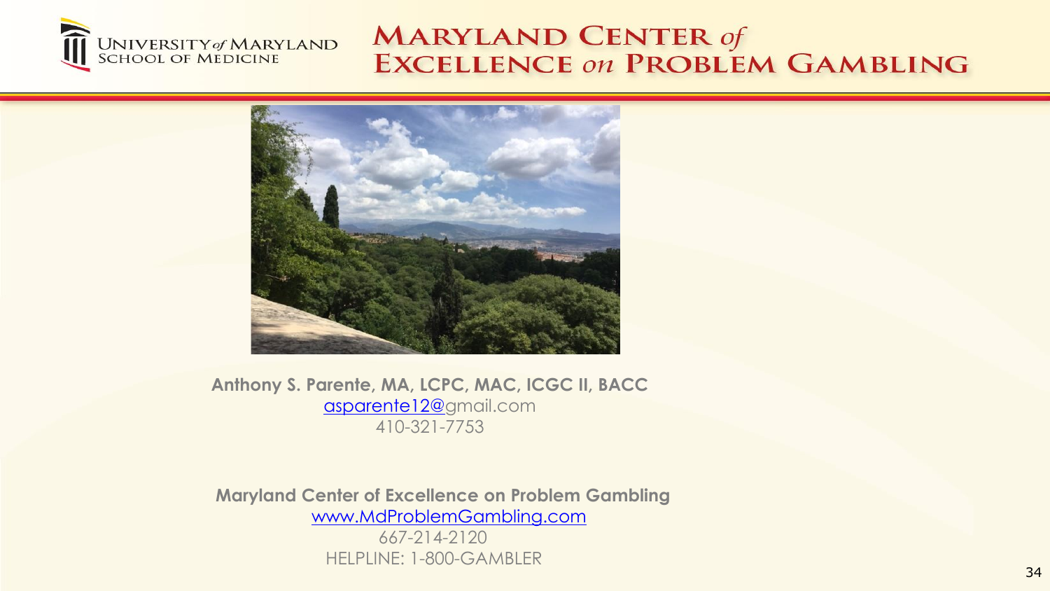**Anthony S. Parente, MA, LCPC, MAC, ICGC II, BACC**
asparente12@gmail.com
410-321-7753

**Maryland Center of Excellence on Problem Gambling**
www.MdProblemGambling.com
667-214-2120
HELPLINE: 1-800-GAMBLER